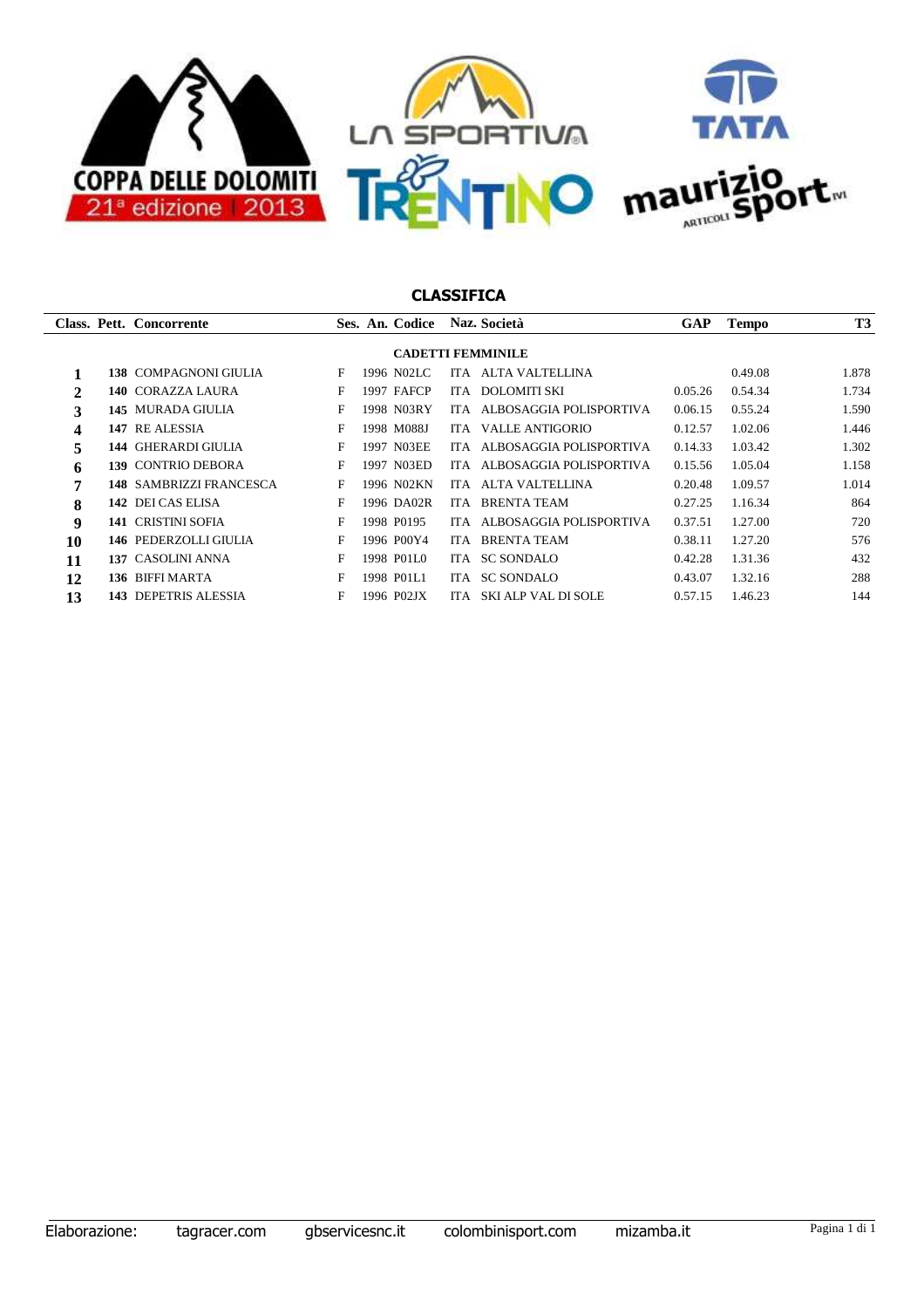# CLASSIFICA

| Class. | Pett. | Concorrente | Ses. | An. | Codice | Naz. | Società | GAP | Tempo | T3 |
|---|---|---|---|---|---|---|---|---|---|---|
| | | | | | **CADETTI FEMMINILE** | | | | | |
| 1 | 138 | COMPAGNONI GIULIA | F | 1996 | N02LC | ITA | ALTA VALTELLINA | | 0.49.08 | 1.878 |
| 2 | 140 | CORAZZA LAURA | F | 1997 | FAFCP | ITA | DOLOMITI SKI | 0.05.26 | 0.54.34 | 1.734 |
| 3 | 145 | MURADA GIULIA | F | 1998 | N03RY | ITA | ALBOSAGGIA POLISPORTIVA | 0.06.15 | 0.55.24 | 1.590 |
| 4 | 147 | RE ALESSIA | F | 1998 | M088J | ITA | VALLE ANTIGORIO | 0.12.57 | 1.02.06 | 1.446 |
| 5 | 144 | GHERARDI GIULIA | F | 1997 | N03EE | ITA | ALBOSAGGIA POLISPORTIVA | 0.14.33 | 1.03.42 | 1.302 |
| 6 | 139 | CONTRIO DEBORA | F | 1997 | N03ED | ITA | ALBOSAGGIA POLISPORTIVA | 0.15.56 | 1.05.04 | 1.158 |
| 7 | 148 | SAMBRIZZI FRANCESCA | F | 1996 | N02KN | ITA | ALTA VALTELLINA | 0.20.48 | 1.09.57 | 1.014 |
| 8 | 142 | DEI CAS ELISA | F | 1996 | DA02R | ITA | BRENTA TEAM | 0.27.25 | 1.16.34 | 864 |
| 9 | 141 | CRISTINI SOFIA | F | 1998 | P0195 | ITA | ALBOSAGGIA POLISPORTIVA | 0.37.51 | 1.27.00 | 720 |
| 10 | 146 | PEDERZOLLI GIULIA | F | 1996 | P00Y4 | ITA | BRENTA TEAM | 0.38.11 | 1.27.20 | 576 |
| 11 | 137 | CASOLINI ANNA | F | 1998 | P01L0 | ITA | SC SONDALO | 0.42.28 | 1.31.36 | 432 |
| 12 | 136 | BIFFI MARTA | F | 1998 | P01L1 | ITA | SC SONDALO | 0.43.07 | 1.32.16 | 288 |
| 13 | 143 | DEPETRIS ALESSIA | F | 1996 | P02JX | ITA | SKI ALP VAL DI SOLE | 0.57.15 | 1.46.23 | 144 |

Elaborazione: tagracer.com gbservicesnc.it colombinisport.com mizamba.it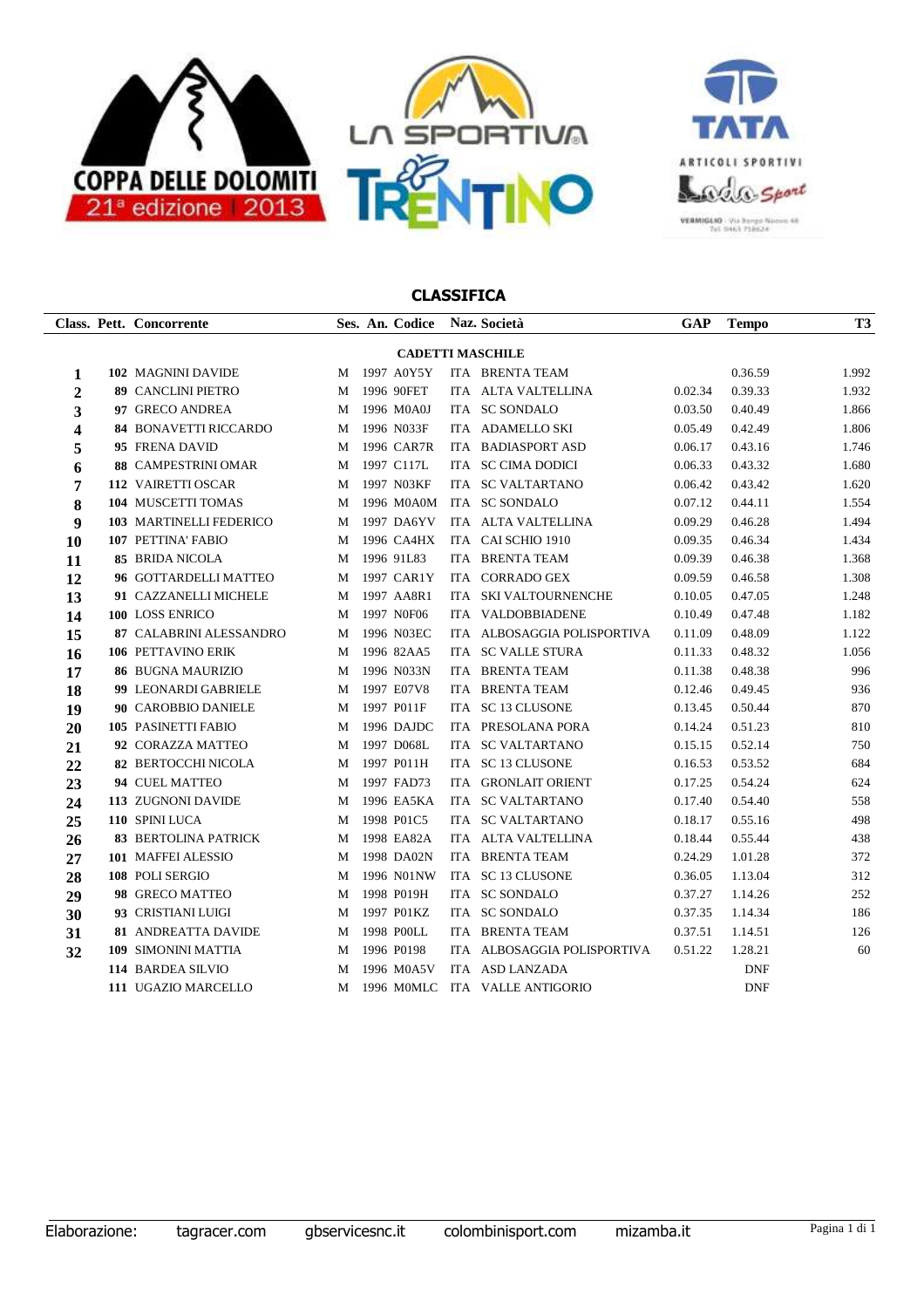# CLASSIFICA

| Class. | Pett. | Concorrente | Ses. | An. | Codice | Naz. | Società | GAP | Tempo | T3 |
|---|---|---|---|---|---|---|---|---|---|---|
| | | | | | **CADETTI MASCHILE** | | | | | |
| 1 | 102 | MAGNINI DAVIDE | M | 1997 | A0Y5Y | ITA | BRENTA TEAM | | 0.36.59 | 1.992 |
| 2 | 89 | CANCLINI PIETRO | M | 1996 | 90FET | ITA | ALTA VALTELLINA | 0.02.34 | 0.39.33 | 1.932 |
| 3 | 97 | GRECO ANDREA | M | 1996 | M0A0J | ITA | SC SONDALO | 0.03.50 | 0.40.49 | 1.866 |
| 4 | 84 | BONAVETTI RICCARDO | M | 1996 | N033F | ITA | ADAMELLO SKI | 0.05.49 | 0.42.49 | 1.806 |
| 5 | 95 | FRENA DAVID | M | 1996 | CAR7R | ITA | BADIASPORT ASD | 0.06.17 | 0.43.16 | 1.746 |
| 6 | 88 | CAMPESTRINI OMAR | M | 1997 | C117L | ITA | SC CIMA DODICI | 0.06.33 | 0.43.32 | 1.680 |
| 7 | 112 | VAIRETTI OSCAR | M | 1997 | N03KF | ITA | SC VALTARTANO | 0.06.42 | 0.43.42 | 1.620 |
| 8 | 104 | MUSCETTI TOMAS | M | 1996 | M0A0M | ITA | SC SONDALO | 0.07.12 | 0.44.11 | 1.554 |
| 9 | 103 | MARTINELLI FEDERICO | M | 1997 | DA6YV | ITA | ALTA VALTELLINA | 0.09.29 | 0.46.28 | 1.494 |
| 10 | 107 | PETTINA' FABIO | M | 1996 | CA4HX | ITA | CAI SCHIO 1910 | 0.09.35 | 0.46.34 | 1.434 |
| 11 | 85 | BRIDA NICOLA | M | 1996 | 91L83 | ITA | BRENTA TEAM | 0.09.39 | 0.46.38 | 1.368 |
| 12 | 96 | GOTTARDELLI MATTEO | M | 1997 | CAR1Y | ITA | CORRADO GEX | 0.09.59 | 0.46.58 | 1.308 |
| 13 | 91 | CAZZANELLI MICHELE | M | 1997 | AA8R1 | ITA | SKI VALTOURNENCHE | 0.10.05 | 0.47.05 | 1.248 |
| 14 | 100 | LOSS ENRICO | M | 1997 | N0F06 | ITA | VALDOBBIADENE | 0.10.49 | 0.47.48 | 1.182 |
| 15 | 87 | CALABRINI ALESSANDRO | M | 1996 | N03EC | ITA | ALBOSAGGIA POLISPORTIVA | 0.11.09 | 0.48.09 | 1.122 |
| 16 | 106 | PETTAVINO ERIK | M | 1996 | 82AA5 | ITA | SC VALLE STURA | 0.11.33 | 0.48.32 | 1.056 |
| 17 | 86 | BUGNA MAURIZIO | M | 1996 | N033N | ITA | BRENTA TEAM | 0.11.38 | 0.48.38 | 996 |
| 18 | 99 | LEONARDI GABRIELE | M | 1997 | E07V8 | ITA | BRENTA TEAM | 0.12.46 | 0.49.45 | 936 |
| 19 | 90 | CAROBBIO DANIELE | M | 1997 | P011F | ITA | SC 13 CLUSONE | 0.13.45 | 0.50.44 | 870 |
| 20 | 105 | PASINETTI FABIO | M | 1996 | DAJDC | ITA | PRESOLANA PORA | 0.14.24 | 0.51.23 | 810 |
| 21 | 92 | CORAZZA MATTEO | M | 1997 | D068L | ITA | SC VALTARTANO | 0.15.15 | 0.52.14 | 750 |
| 22 | 82 | BERTOCCHI NICOLA | M | 1997 | P011H | ITA | SC 13 CLUSONE | 0.16.53 | 0.53.52 | 684 |
| 23 | 94 | CUEL MATTEO | M | 1997 | FAD73 | ITA | GRONLAIT ORIENT | 0.17.25 | 0.54.24 | 624 |
| 24 | 113 | ZUGNONI DAVIDE | M | 1996 | EA5KA | ITA | SC VALTARTANO | 0.17.40 | 0.54.40 | 558 |
| 25 | 110 | SPINI LUCA | M | 1998 | P01C5 | ITA | SC VALTARTANO | 0.18.17 | 0.55.16 | 498 |
| 26 | 83 | BERTOLINA PATRICK | M | 1998 | EA82A | ITA | ALTA VALTELLINA | 0.18.44 | 0.55.44 | 438 |
| 27 | 101 | MAFFEI ALESSIO | M | 1998 | DA02N | ITA | BRENTA TEAM | 0.24.29 | 1.01.28 | 372 |
| 28 | 108 | POLI SERGIO | M | 1996 | N01NW | ITA | SC 13 CLUSONE | 0.36.05 | 1.13.04 | 312 |
| 29 | 98 | GRECO MATTEO | M | 1998 | P019H | ITA | SC SONDALO | 0.37.27 | 1.14.26 | 252 |
| 30 | 93 | CRISTIANI LUIGI | M | 1997 | P01KZ | ITA | SC SONDALO | 0.37.35 | 1.14.34 | 186 |
| 31 | 81 | ANDREATTA DAVIDE | M | 1998 | P00LL | ITA | BRENTA TEAM | 0.37.51 | 1.14.51 | 126 |
| 32 | 109 | SIMONINI MATTIA | M | 1996 | P0198 | ITA | ALBOSAGGIA POLISPORTIVA | 0.51.22 | 1.28.21 | 60 |
| | 114 | BARDEA SILVIO | M | 1996 | M0A5V | ITA | ASD LANZADA | | DNF | |
| | 111 | UGAZIO MARCELLO | M | 1996 | M0MLC | ITA | VALLE ANTIGORIO | | DNF | |

Elaborazione: tagracer.com gbservicesnc.it colombinisport.com mizamba.it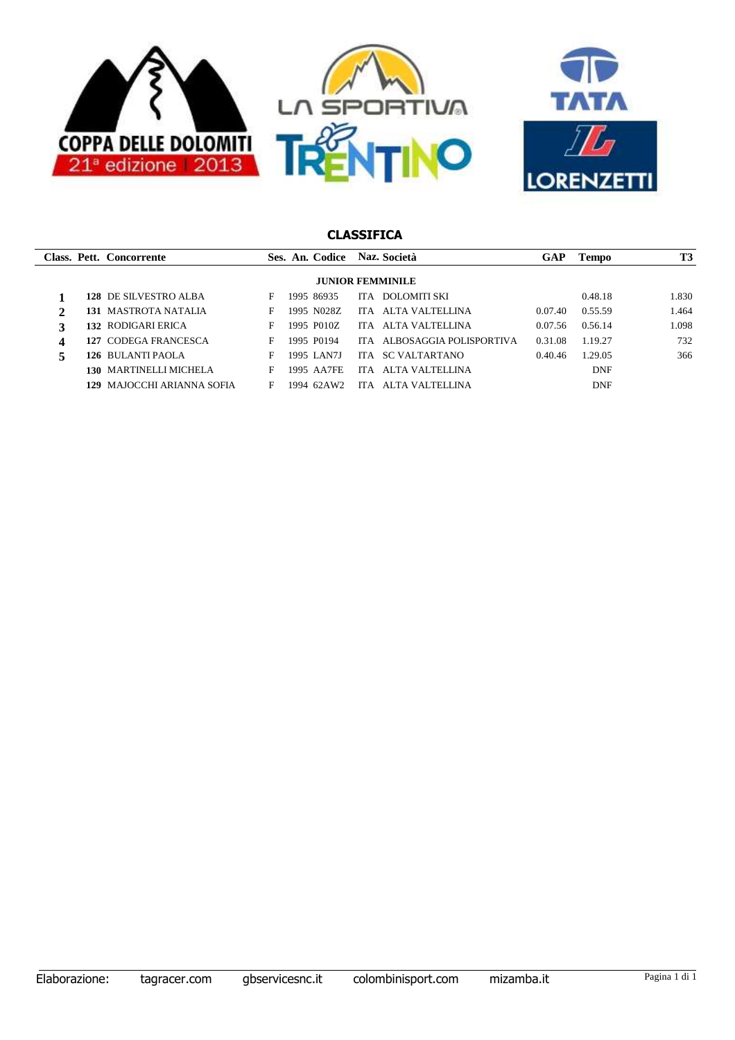## CLASSIFICA

| Class. | Pett. | Concorrente | Ses. | An. | Codice | Naz. | Società | GAP | Tempo | T3 |
|---|---|---|---|---|---|---|---|---|---|---|
| | | **JUNIOR FEMMINILE** | | | | | | | | |
| **1** | **128** | DE SILVESTRO ALBA | F | 1995 | 86935 | ITA | DOLOMITI SKI | | 0.48.18 | 1.830 |
| **2** | **131** | MASTROTA NATALIA | F | 1995 | N028Z | ITA | ALTA VALTELLINA | 0.07.40 | 0.55.59 | 1.464 |
| **3** | **132** | RODIGARI ERICA | F | 1995 | P010Z | ITA | ALTA VALTELLINA | 0.07.56 | 0.56.14 | 1.098 |
| **4** | **127** | CODEGA FRANCESCA | F | 1995 | P0194 | ITA | ALBOSAGGIA POLISPORTIVA | 0.31.08 | 1.19.27 | 732 |
| **5** | **126** | BULANTI PAOLA | F | 1995 | LAN7J | ITA | SC VALTARTANO | 0.40.46 | 1.29.05 | 366 |
| | **130** | MARTINELLI MICHELA | F | 1995 | AA7FE | ITA | ALTA VALTELLINA | | DNF | |
| | **129** | MAJOCCHI ARIANNA SOFIA | F | 1994 | 62AW2 | ITA | ALTA VALTELLINA | | DNF | |

Elaborazione: tagracer.com gbservicesnc.it colombinisport.com mizamba.it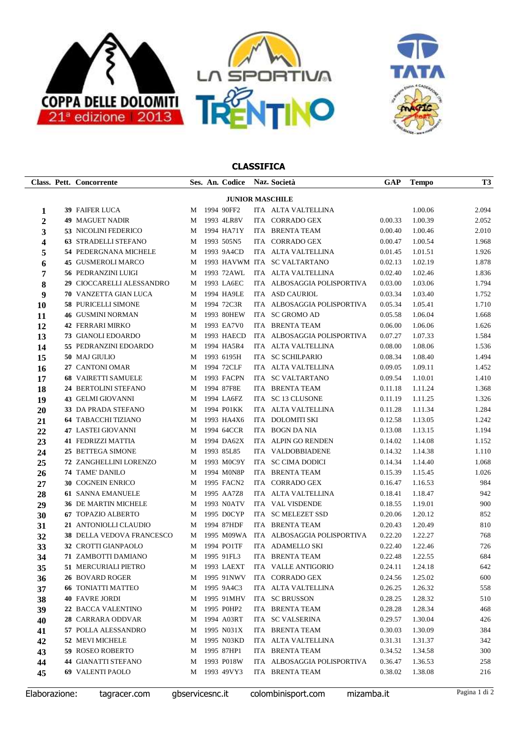# CLASSIFICA

| Class. | Pett. | Concorrente | Ses. | An. | Codice | Naz. | Società | GAP | Tempo | T3 |
|---|---|---|---|---|---|---|---|---|---|---|
| **JUNIOR MASCHILE** | | | | | | | | | | |
| 1 | 39 | FAIFER LUCA | M | 1994 | 90FF2 | ITA | ALTA VALTELLINA | | 1.00.06 | 2.094 |
| 2 | 49 | MAGUET NADIR | M | 1993 | 4LR8V | ITA | CORRADO GEX | 0.00.33 | 1.00.39 | 2.052 |
| 3 | 53 | NICOLINI FEDERICO | M | 1994 | HA71Y | ITA | BRENTA TEAM | 0.00.40 | 1.00.46 | 2.010 |
| 4 | 63 | STRADELLI STEFANO | M | 1993 | 505N5 | ITA | CORRADO GEX | 0.00.47 | 1.00.54 | 1.968 |
| 5 | 54 | PEDERGNANA MICHELE | M | 1993 | 9A4CD | ITA | ALTA VALTELLINA | 0.01.45 | 1.01.51 | 1.926 |
| 6 | 45 | GUSMEROLI MARCO | M | 1993 | HAVWM | ITA | SC VALTARTANO | 0.02.13 | 1.02.19 | 1.878 |
| 7 | 56 | PEDRANZINI LUIGI | M | 1993 | 72AWL | ITA | ALTA VALTELLINA | 0.02.40 | 1.02.46 | 1.836 |
| 8 | 29 | CIOCCARELLI ALESSANDRO | M | 1993 | LA6EC | ITA | ALBOSAGGIA POLISPORTIVA | 0.03.00 | 1.03.06 | 1.794 |
| 9 | 70 | VANZETTA GIAN LUCA | M | 1994 | HA9LE | ITA | ASD CAURIOL | 0.03.34 | 1.03.40 | 1.752 |
| 10 | 58 | PURICELLI SIMONE | M | 1994 | 72C3R | ITA | ALBOSAGGIA POLISPORTIVA | 0.05.34 | 1.05.41 | 1.710 |
| 11 | 46 | GUSMINI NORMAN | M | 1993 | 80HEW | ITA | SC GROMO AD | 0.05.58 | 1.06.04 | 1.668 |
| 12 | 42 | FERRARI MIRKO | M | 1993 | EA7V0 | ITA | BRENTA TEAM | 0.06.00 | 1.06.06 | 1.626 |
| 13 | 73 | GIANOLI EDOARDO | M | 1993 | HAECD | ITA | ALBOSAGGIA POLISPORTIVA | 0.07.27 | 1.07.33 | 1.584 |
| 14 | 55 | PEDRANZINI EDOARDO | M | 1994 | HA5R4 | ITA | ALTA VALTELLINA | 0.08.00 | 1.08.06 | 1.536 |
| 15 | 50 | MAJ GIULIO | M | 1993 | 6195H | ITA | SC SCHILPARIO | 0.08.34 | 1.08.40 | 1.494 |
| 16 | 27 | CANTONI OMAR | M | 1994 | 72CLF | ITA | ALTA VALTELLINA | 0.09.05 | 1.09.11 | 1.452 |
| 17 | 68 | VAIRETTI SAMUELE | M | 1993 | FACPN | ITA | SC VALTARTANO | 0.09.54 | 1.10.01 | 1.410 |
| 18 | 24 | BERTOLINI STEFANO | M | 1994 | 87F8E | ITA | BRENTA TEAM | 0.11.18 | 1.11.24 | 1.368 |
| 19 | 43 | GELMI GIOVANNI | M | 1994 | LA6FZ | ITA | SC 13 CLUSONE | 0.11.19 | 1.11.25 | 1.326 |
| 20 | 33 | DA PRADA STEFANO | M | 1994 | P01KK | ITA | ALTA VALTELLINA | 0.11.28 | 1.11.34 | 1.284 |
| 21 | 64 | TABACCHI TIZIANO | M | 1993 | HA4X6 | ITA | DOLOMITI SKI | 0.12.58 | 1.13.05 | 1.242 |
| 22 | 47 | LASTEI GIOVANNI | M | 1994 | 64CCR | ITA | BOGN DA NIA | 0.13.08 | 1.13.15 | 1.194 |
| 23 | 41 | FEDRIZZI MATTIA | M | 1994 | DA62X | ITA | ALPIN GO RENDEN | 0.14.02 | 1.14.08 | 1.152 |
| 24 | 25 | BETTEGA SIMONE | M | 1993 | 85L85 | ITA | VALDOBBIADENE | 0.14.32 | 1.14.38 | 1.110 |
| 25 | 72 | ZANGHELLINI LORENZO | M | 1993 | M0C9Y | ITA | SC CIMA DODICI | 0.14.34 | 1.14.40 | 1.068 |
| 26 | 74 | TAME' DANILO | M | 1994 | M0N8P | ITA | BRENTA TEAM | 0.15.39 | 1.15.45 | 1.026 |
| 27 | 30 | COGNEIN ENRICO | M | 1995 | FACN2 | ITA | CORRADO GEX | 0.16.47 | 1.16.53 | 984 |
| 28 | 61 | SANNA EMANUELE | M | 1995 | AA7Z8 | ITA | ALTA VALTELLINA | 0.18.41 | 1.18.47 | 942 |
| 29 | 36 | DE MARTIN MICHELE | M | 1993 | N0ATV | ITA | VAL VISDENDE | 0.18.55 | 1.19.01 | 900 |
| 30 | 67 | TOPAZIO ALBERTO | M | 1995 | D0CYP | ITA | SC MELEZET SSD | 0.20.06 | 1.20.12 | 852 |
| 31 | 21 | ANTONIOLLI CLAUDIO | M | 1994 | 87HDF | ITA | BRENTA TEAM | 0.20.43 | 1.20.49 | 810 |
| 32 | 38 | DELLA VEDOVA FRANCESCO | M | 1995 | M09WA | ITA | ALBOSAGGIA POLISPORTIVA | 0.22.20 | 1.22.27 | 768 |
| 33 | 32 | CROTTI GIANPAOLO | M | 1994 | PO1TF | ITA | ADAMELLO SKI | 0.22.40 | 1.22.46 | 726 |
| 34 | 71 | ZAMBOTTI DAMIANO | M | 1995 | 91FL3 | ITA | BRENTA TEAM | 0.22.48 | 1.22.55 | 684 |
| 35 | 51 | MERCURIALI PIETRO | M | 1993 | LAEXT | ITA | VALLE ANTIGORIO | 0.24.11 | 1.24.18 | 642 |
| 36 | 26 | BOVARD ROGER | M | 1995 | 91NWV | ITA | CORRADO GEX | 0.24.56 | 1.25.02 | 600 |
| 37 | 66 | TONIATTI MATTEO | M | 1995 | 9A4C3 | ITA | ALTA VALTELLINA | 0.26.25 | 1.26.32 | 558 |
| 38 | 40 | FAVRE JORDI | M | 1995 | 91MHV | ITA | SC BRUSSON | 0.28.25 | 1.28.32 | 510 |
| 39 | 22 | BACCA VALENTINO | M | 1995 | P0HP2 | ITA | BRENTA TEAM | 0.28.28 | 1.28.34 | 468 |
| 40 | 28 | CARRARA ODDVAR | M | 1994 | A03RT | ITA | SC VALSERINA | 0.29.57 | 1.30.04 | 426 |
| 41 | 57 | POLLA ALESSANDRO | M | 1995 | N031X | ITA | BRENTA TEAM | 0.30.03 | 1.30.09 | 384 |
| 42 | 52 | MEVI MICHELE | M | 1995 | N03KD | ITA | ALTA VALTELLINA | 0.31.31 | 1.31.37 | 342 |
| 43 | 59 | ROSEO ROBERTO | M | 1995 | 87HP1 | ITA | BRENTA TEAM | 0.34.52 | 1.34.58 | 300 |
| 44 | 44 | GIANATTI STEFANO | M | 1993 | P018W | ITA | ALBOSAGGIA POLISPORTIVA | 0.36.47 | 1.36.53 | 258 |
| 45 | 69 | VALENTI PAOLO | M | 1993 | 49VY3 | ITA | BRENTA TEAM | 0.38.02 | 1.38.08 | 216 |

Elaborazione: tagracer.com gbservicesnc.it colombinisport.com mizamba.it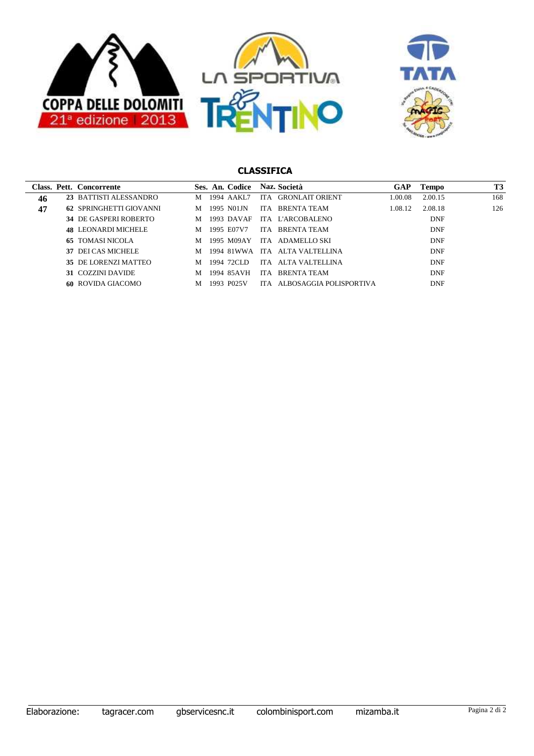COPPA DELLE DOLOMITI
21ª edizione 2013

## CLASSIFICA

| Class. | Pett. | Concorrente | Ses. | An. | Codice | Naz. | Società | GAP | Tempo | T3 |
|---|---|---|---|---|---|---|---|---|---|---|
| 46 | 23 | BATTISTI ALESSANDRO | M | 1994 | AAKL7 | ITA | GRONLAIT ORIENT | 1.00.08 | 2.00.15 | 168 |
| 47 | 62 | SPRINGHETTI GIOVANNI | M | 1995 | N01JN | ITA | BRENTA TEAM | 1.08.12 | 2.08.18 | 126 |
| | 34 | DE GASPERI ROBERTO | M | 1993 | DAVAF | ITA | L'ARCOBALENO | | DNF | |
| | 48 | LEONARDI MICHELE | M | 1995 | E07V7 | ITA | BRENTA TEAM | | DNF | |
| | 65 | TOMASI NICOLA | M | 1995 | M09AY | ITA | ADAMELLO SKI | | DNF | |
| | 37 | DEI CAS MICHELE | M | 1994 | 81WWA | ITA | ALTA VALTELLINA | | DNF | |
| | 35 | DE LORENZI MATTEO | M | 1994 | 72CLD | ITA | ALTA VALTELLINA | | DNF | |
| | 31 | COZZINI DAVIDE | M | 1994 | 85AVH | ITA | BRENTA TEAM | | DNF | |
| | 60 | ROVIDA GIACOMO | M | 1993 | P025V | ITA | ALBOSAGGIA POLISPORTIVA | | DNF | |

Elaborazione: tagracer.com gbservicesnc.it colombinisport.com mizamba.it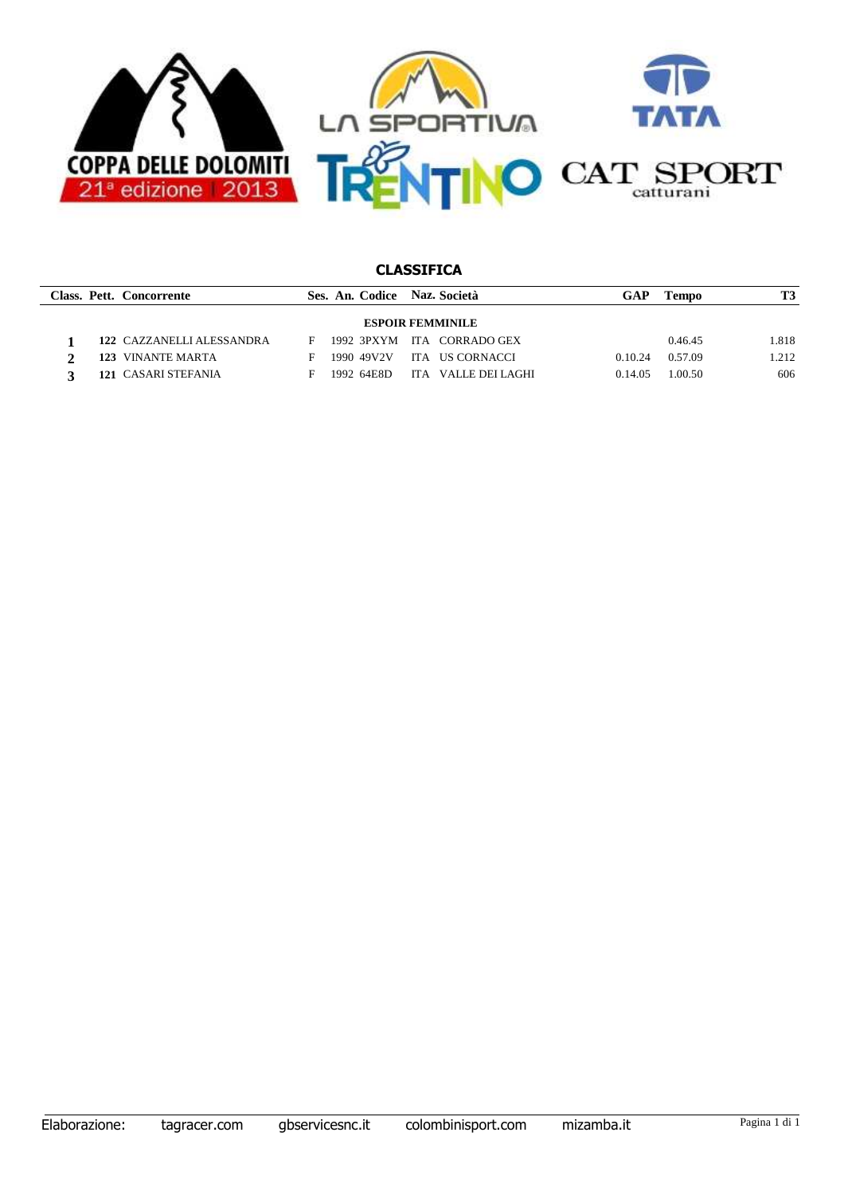## CLASSIFICA

| Class. | Pett. | Concorrente | Ses. | An. | Codice | Naz. | Società | GAP | Tempo | T3 |
|---|---|---|---|---|---|---|---|---|---|---|
| | | | | | **ESPOIR FEMMINILE** | | | | | |
| **1** | **122** | CAZZANELLI ALESSANDRA | F | 1992 | 3PXYM | ITA | CORRADO GEX | | 0.46.45 | 1.818 |
| **2** | **123** | VINANTE MARTA | F | 1990 | 49V2V | ITA | US CORNACCI | 0.10.24 | 0.57.09 | 1.212 |
| **3** | **121** | CASARI STEFANIA | F | 1992 | 64E8D | ITA | VALLE DEI LAGHI | 0.14.05 | 1.00.50 | 606 |

Elaborazione: tagracer.com gbservicesnc.it colombinisport.com mizamba.it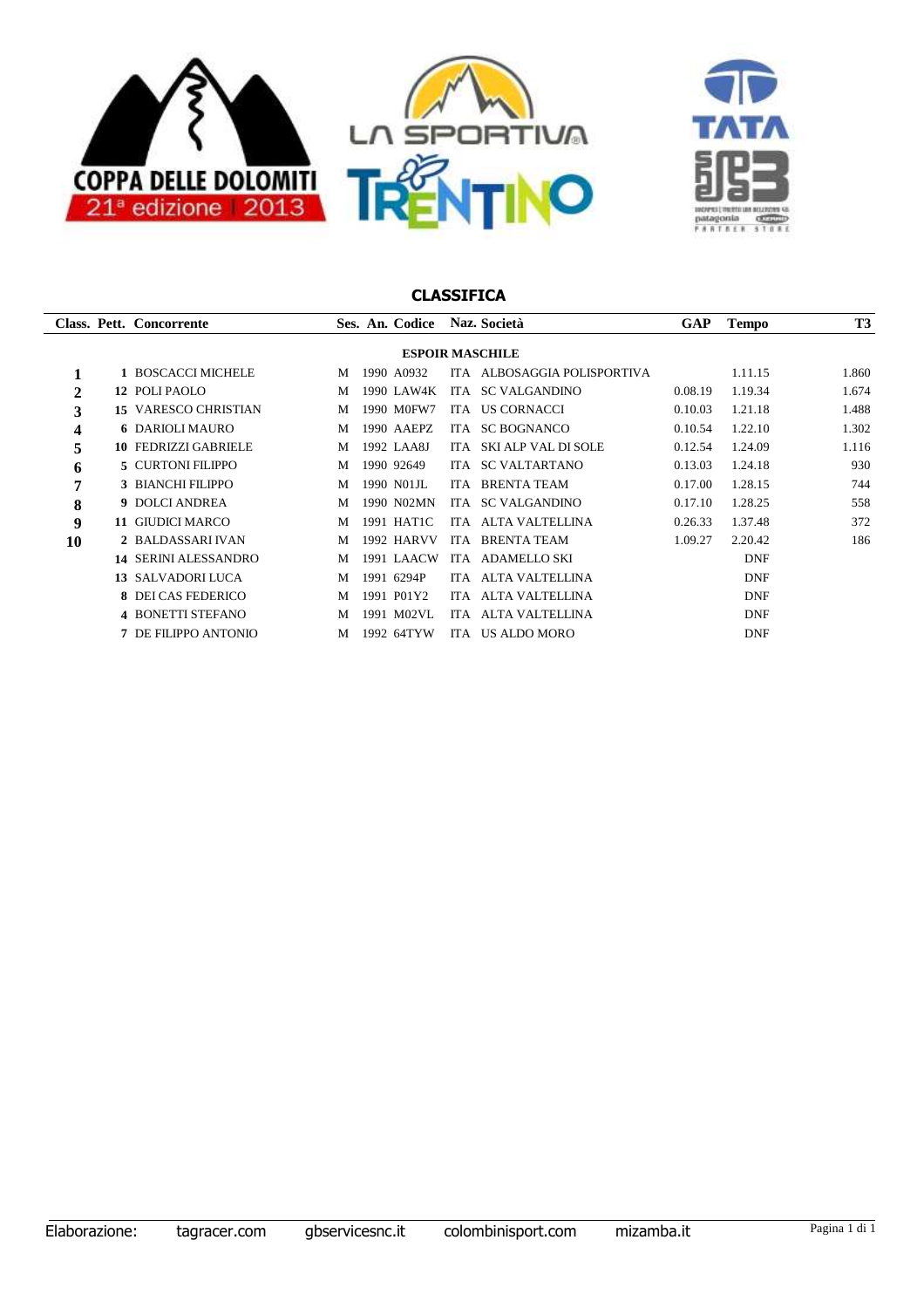COPPA DELLE DOLOMITI 21ª edizione 2013

LA SPORTIVA TRENTINO

TATA

## CLASSIFICA

| Class. | Pett. | Concorrente | Ses. | An. | Codice | Naz. | Società | GAP | Tempo | T3 |
|---|---|---|---|---|---|---|---|---|---|---|
| | | **ESPOIR MASCHILE** | | | | | | | | |
| **1** | **1** | BOSCACCI MICHELE | M | 1990 | A0932 | ITA | ALBOSAGGIA POLISPORTIVA | | 1.11.15 | 1.860 |
| **2** | **12** | POLI PAOLO | M | 1990 | LAW4K | ITA | SC VALGANDINO | 0.08.19 | 1.19.34 | 1.674 |
| **3** | **15** | VARESCO CHRISTIAN | M | 1990 | M0FW7 | ITA | US CORNACCI | 0.10.03 | 1.21.18 | 1.488 |
| **4** | **6** | DARIOLI MAURO | M | 1990 | AAEPZ | ITA | SC BOGNANCO | 0.10.54 | 1.22.10 | 1.302 |
| **5** | **10** | FEDRIZZI GABRIELE | M | 1992 | LAA8J | ITA | SKI ALP VAL DI SOLE | 0.12.54 | 1.24.09 | 1.116 |
| **6** | **5** | CURTONI FILIPPO | M | 1990 | 92649 | ITA | SC VALTARTANO | 0.13.03 | 1.24.18 | 930 |
| **7** | **3** | BIANCHI FILIPPO | M | 1990 | N01JL | ITA | BRENTA TEAM | 0.17.00 | 1.28.15 | 744 |
| **8** | **9** | DOLCI ANDREA | M | 1990 | N02MN | ITA | SC VALGANDINO | 0.17.10 | 1.28.25 | 558 |
| **9** | **11** | GIUDICI MARCO | M | 1991 | HAT1C | ITA | ALTA VALTELLINA | 0.26.33 | 1.37.48 | 372 |
| **10** | **2** | BALDASSARI IVAN | M | 1992 | HARVV | ITA | BRENTA TEAM | 1.09.27 | 2.20.42 | 186 |
| | **14** | SERINI ALESSANDRO | M | 1991 | LAACW | ITA | ADAMELLO SKI | | DNF | |
| | **13** | SALVADORI LUCA | M | 1991 | 6294P | ITA | ALTA VALTELLINA | | DNF | |
| | **8** | DEI CAS FEDERICO | M | 1991 | P01Y2 | ITA | ALTA VALTELLINA | | DNF | |
| | **4** | BONETTI STEFANO | M | 1991 | M02VL | ITA | ALTA VALTELLINA | | DNF | |
| | **7** | DE FILIPPO ANTONIO | M | 1992 | 64TYW | ITA | US ALDO MORO | | DNF | |

Elaborazione: tagracer.com gbservicesnc.it colombinisport.com mizamba.it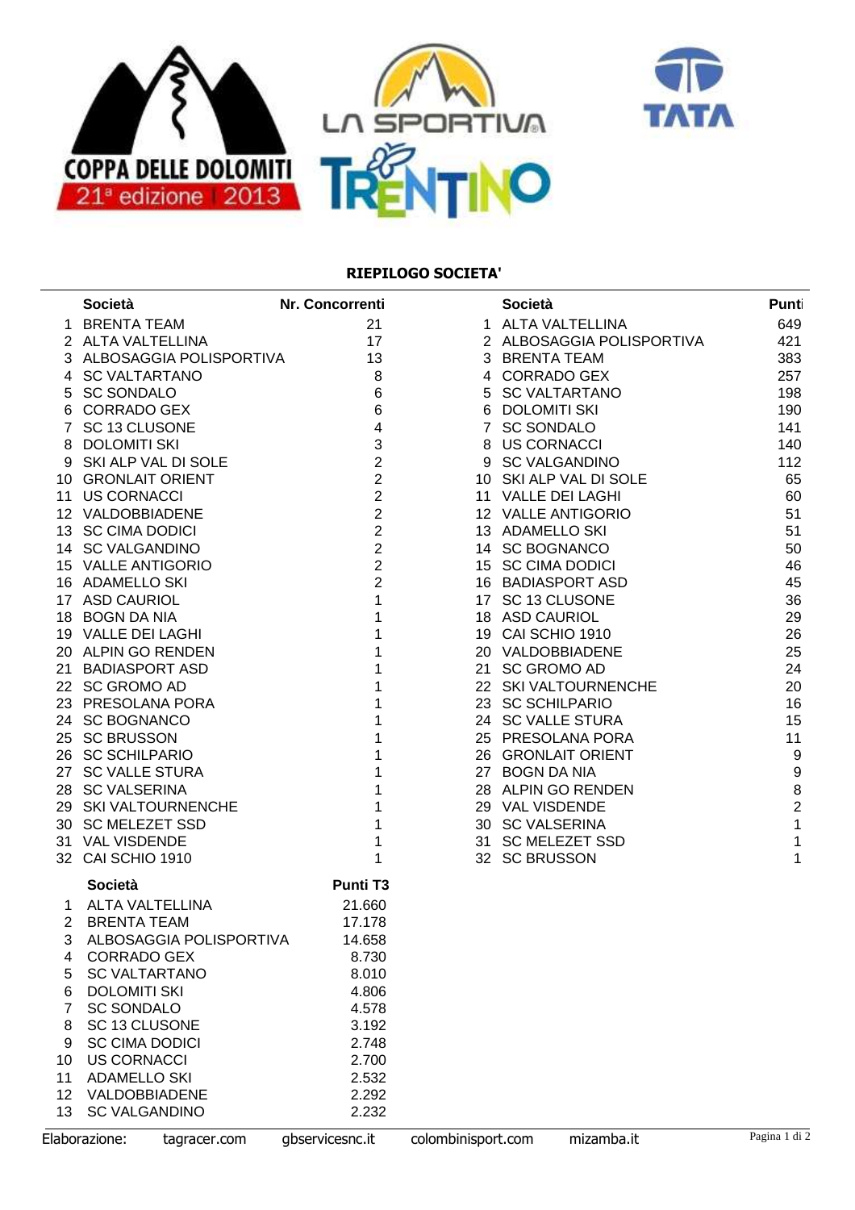COPPA DELLE DOLOMITI 21ª edizione 2013

LA SPORTIVA

TRENTINO

TATA

## RIEPILOGO SOCIETA'

|  | Società | Nr. Concorrenti |
|---|---|---|
| 1 | BRENTA TEAM | 21 |
| 2 | ALTA VALTELLINA | 17 |
| 3 | ALBOSAGGIA POLISPORTIVA | 13 |
| 4 | SC VALTARTANO | 8 |
| 5 | SC SONDALO | 6 |
| 6 | CORRADO GEX | 6 |
| 7 | SC 13 CLUSONE | 4 |
| 8 | DOLOMITI SKI | 3 |
| 9 | SKI ALP VAL DI SOLE | 2 |
| 10 | GRONLAIT ORIENT | 2 |
| 11 | US CORNACCI | 2 |
| 12 | VALDOBBIADENE | 2 |
| 13 | SC CIMA DODICI | 2 |
| 14 | SC VALGANDINO | 2 |
| 15 | VALLE ANTIGORIO | 2 |
| 16 | ADAMELLO SKI | 2 |
| 17 | ASD CAURIOL | 1 |
| 18 | BOGN DA NIA | 1 |
| 19 | VALLE DEI LAGHI | 1 |
| 20 | ALPIN GO RENDEN | 1 |
| 21 | BADIASPORT ASD | 1 |
| 22 | SC GROMO AD | 1 |
| 23 | PRESOLANA PORA | 1 |
| 24 | SC BOGNANCO | 1 |
| 25 | SC BRUSSON | 1 |
| 26 | SC SCHILPARIO | 1 |
| 27 | SC VALLE STURA | 1 |
| 28 | SC VALSERINA | 1 |
| 29 | SKI VALTOURNENCHE | 1 |
| 30 | SC MELEZET SSD | 1 |
| 31 | VAL VISDENDE | 1 |
| 32 | CAI SCHIO 1910 | 1 |

|  | Società | Punti |
|---|---|---|
| 1 | ALTA VALTELLINA | 649 |
| 2 | ALBOSAGGIA POLISPORTIVA | 421 |
| 3 | BRENTA TEAM | 383 |
| 4 | CORRADO GEX | 257 |
| 5 | SC VALTARTANO | 198 |
| 6 | DOLOMITI SKI | 190 |
| 7 | SC SONDALO | 141 |
| 8 | US CORNACCI | 140 |
| 9 | SC VALGANDINO | 112 |
| 10 | SKI ALP VAL DI SOLE | 65 |
| 11 | VALLE DEI LAGHI | 60 |
| 12 | VALLE ANTIGORIO | 51 |
| 13 | ADAMELLO SKI | 51 |
| 14 | SC BOGNANCO | 50 |
| 15 | SC CIMA DODICI | 46 |
| 16 | BADIASPORT ASD | 45 |
| 17 | SC 13 CLUSONE | 36 |
| 18 | ASD CAURIOL | 29 |
| 19 | CAI SCHIO 1910 | 26 |
| 20 | VALDOBBIADENE | 25 |
| 21 | SC GROMO AD | 24 |
| 22 | SKI VALTOURNENCHE | 20 |
| 23 | SC SCHILPARIO | 16 |
| 24 | SC VALLE STURA | 15 |
| 25 | PRESOLANA PORA | 11 |
| 26 | GRONLAIT ORIENT | 9 |
| 27 | BOGN DA NIA | 9 |
| 28 | ALPIN GO RENDEN | 8 |
| 29 | VAL VISDENDE | 2 |
| 30 | SC VALSERINA | 1 |
| 31 | SC MELEZET SSD | 1 |
| 32 | SC BRUSSON | 1 |

|  | Società | Punti T3 |
|---|---|---|
| 1 | ALTA VALTELLINA | 21.660 |
| 2 | BRENTA TEAM | 17.178 |
| 3 | ALBOSAGGIA POLISPORTIVA | 14.658 |
| 4 | CORRADO GEX | 8.730 |
| 5 | SC VALTARTANO | 8.010 |
| 6 | DOLOMITI SKI | 4.806 |
| 7 | SC SONDALO | 4.578 |
| 8 | SC 13 CLUSONE | 3.192 |
| 9 | SC CIMA DODICI | 2.748 |
| 10 | US CORNACCI | 2.700 |
| 11 | ADAMELLO SKI | 2.532 |
| 12 | VALDOBBIADENE | 2.292 |
| 13 | SC VALGANDINO | 2.232 |

Elaborazione: tagracer.com gbservicesnc.it colombinisport.com mizamba.it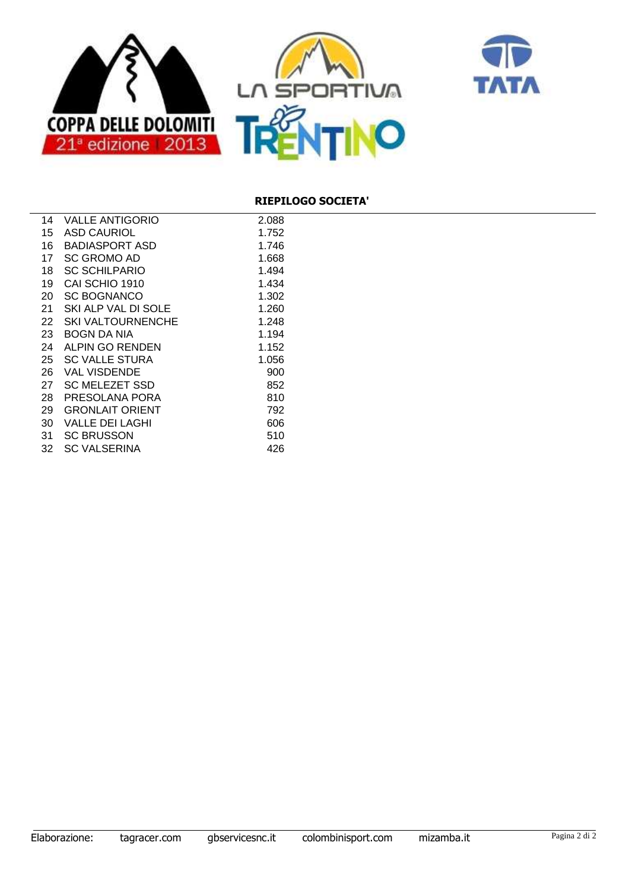**RIEPILOGO SOCIETA'**

| | | |
|---|---|---|
| 14 | VALLE ANTIGORIO | 2.088 |
| 15 | ASD CAURIOL | 1.752 |
| 16 | BADIASPORT ASD | 1.746 |
| 17 | SC GROMO AD | 1.668 |
| 18 | SC SCHILPARIO | 1.494 |
| 19 | CAI SCHIO 1910 | 1.434 |
| 20 | SC BOGNANCO | 1.302 |
| 21 | SKI ALP VAL DI SOLE | 1.260 |
| 22 | SKI VALTOURNENCHE | 1.248 |
| 23 | BOGN DA NIA | 1.194 |
| 24 | ALPIN GO RENDEN | 1.152 |
| 25 | SC VALLE STURA | 1.056 |
| 26 | VAL VISDENDE | 900 |
| 27 | SC MELEZET SSD | 852 |
| 28 | PRESOLANA PORA | 810 |
| 29 | GRONLAIT ORIENT | 792 |
| 30 | VALLE DEI LAGHI | 606 |
| 31 | SC BRUSSON | 510 |
| 32 | SC VALSERINA | 426 |

Elaborazione: tagracer.com gbservicesnc.it colombinisport.com mizamba.it